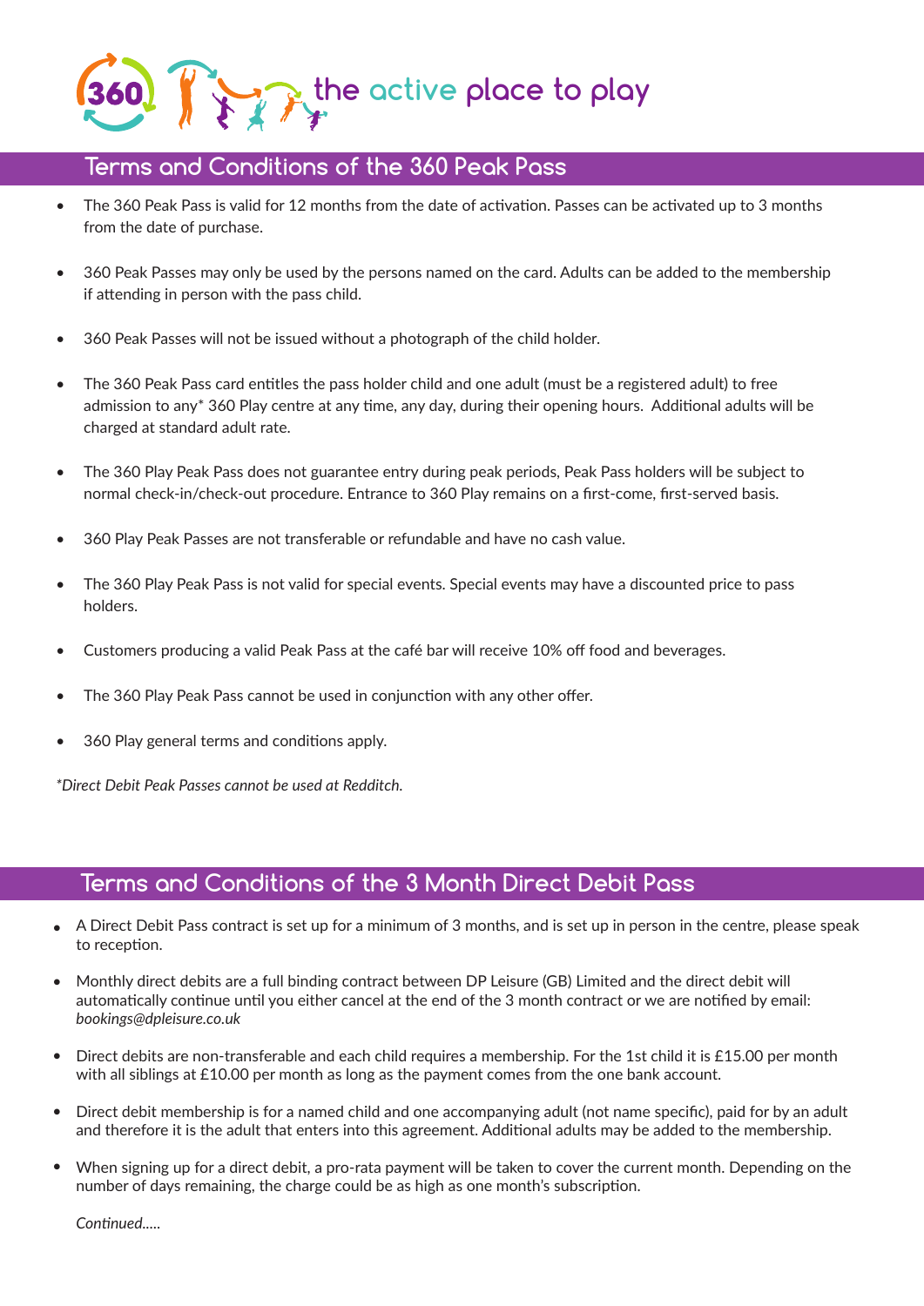360 the active place to play

## Terms and Conditions of the 360 Peak Pass

- The 360 Peak Pass is valid for 12 months from the date of activation. Passes can be activated up to 3 months from the date of purchase.
- 360 Peak Passes may only be used by the persons named on the card. Adults can be added to the membership if attending in person with the pass child.
- 360 Peak Passes will not be issued without a photograph of the child holder.
- The 360 Peak Pass card entitles the pass holder child and one adult (must be a registered adult) to free admission to any* 360 Play centre at any time, any day, during their opening hours. Additional adults will be charged at standard adult rate.
- The 360 Play Peak Pass does not guarantee entry during peak periods, Peak Pass holders will be subject to normal check-in/check-out procedure. Entrance to 360 Play remains on a first-come, first-served basis.
- 360 Play Peak Passes are not transferable or refundable and have no cash value.
- The 360 Play Peak Pass is not valid for special events. Special events may have a discounted price to pass holders.
- Customers producing a valid Peak Pass at the café bar will receive 10% off food and beverages.
- The 360 Play Peak Pass cannot be used in conjunction with any other offer.
- 360 Play general terms and conditions apply.

*\*Direct Debit Peak Passes cannot be used at Redditch.*

## Terms and Conditions of the 3 Month Direct Debit Pass

- A Direct Debit Pass contract is set up for a minimum of 3 months, and is set up in person in the centre, please speak to reception.
- Monthly direct debits are a full binding contract between DP Leisure (GB) Limited and the direct debit will automatically continue until you either cancel at the end of the 3 month contract or we are notified by email: *bookings@dpleisure.co.uk*
- Direct debits are non-transferable and each child requires a membership. For the 1st child it is £15.00 per month with all siblings at £10.00 per month as long as the payment comes from the one bank account.
- Direct debit membership is for a named child and one accompanying adult (not name specific), paid for by an adult and therefore it is the adult that enters into this agreement. Additional adults may be added to the membership.
- When signing up for a direct debit, a pro-rata payment will be taken to cover the current month. Depending on the number of days remaining, the charge could be as high as one month's subscription.

*Continued.....*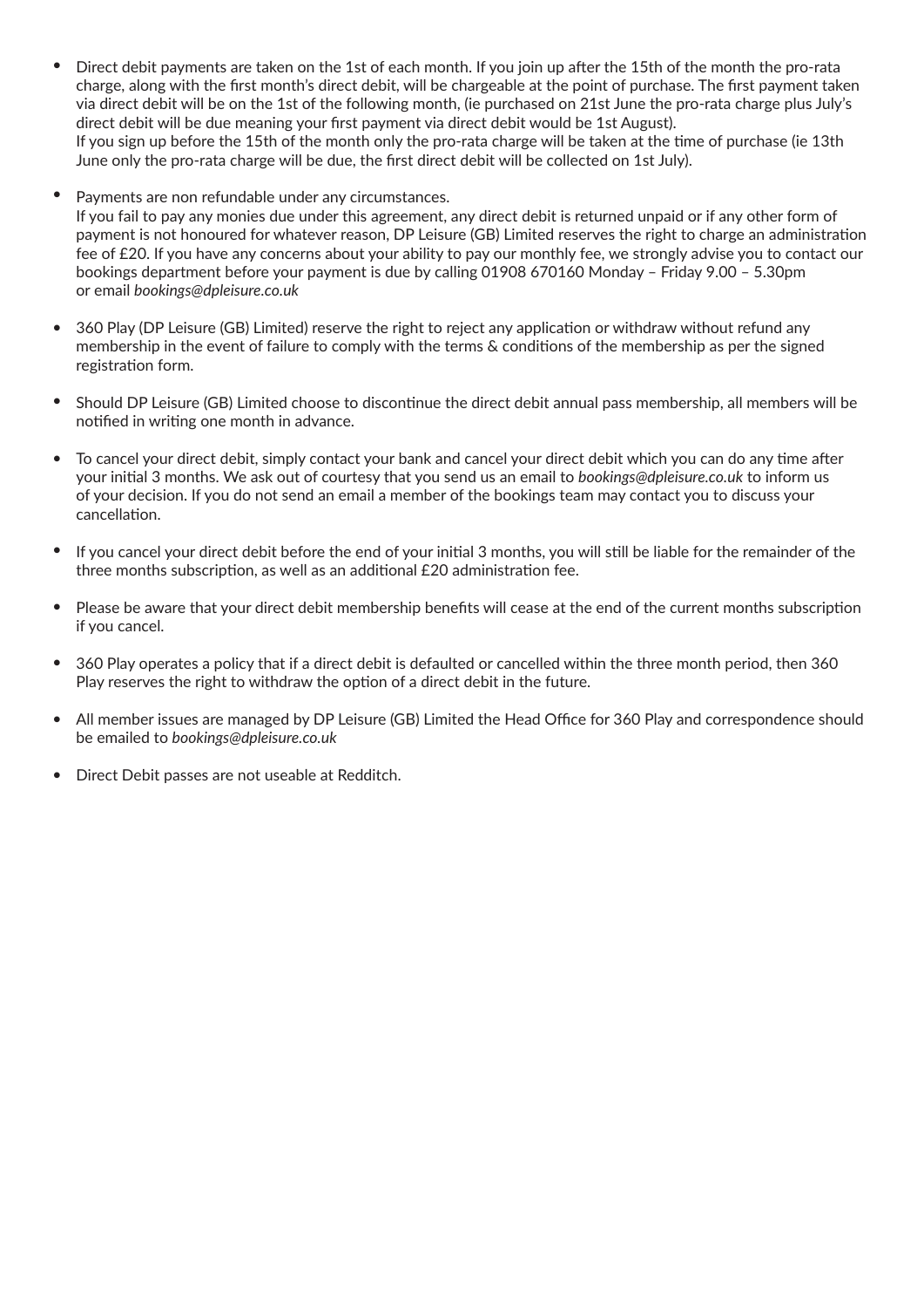- Direct debit payments are taken on the 1st of each month. If you join up after the 15th of the month the pro-rata charge, along with the first month's direct debit, will be chargeable at the point of purchase. The first payment taken via direct debit will be on the 1st of the following month, (ie purchased on 21st June the pro-rata charge plus July's direct debit will be due meaning your first payment via direct debit would be 1st August).
  If you sign up before the 15th of the month only the pro-rata charge will be taken at the time of purchase (ie 13th June only the pro-rata charge will be due, the first direct debit will be collected on 1st July).

- Payments are non refundable under any circumstances.
  If you fail to pay any monies due under this agreement, any direct debit is returned unpaid or if any other form of payment is not honoured for whatever reason, DP Leisure (GB) Limited reserves the right to charge an administration fee of £20. If you have any concerns about your ability to pay our monthly fee, we strongly advise you to contact our bookings department before your payment is due by calling 01908 670160 Monday – Friday 9.00 – 5.30pm or email *bookings@dpleisure.co.uk*

- 360 Play (DP Leisure (GB) Limited) reserve the right to reject any application or withdraw without refund any membership in the event of failure to comply with the terms & conditions of the membership as per the signed registration form.

- Should DP Leisure (GB) Limited choose to discontinue the direct debit annual pass membership, all members will be notified in writing one month in advance.

- To cancel your direct debit, simply contact your bank and cancel your direct debit which you can do any time after your initial 3 months. We ask out of courtesy that you send us an email to *bookings@dpleisure.co.uk* to inform us of your decision. If you do not send an email a member of the bookings team may contact you to discuss your cancellation.

- If you cancel your direct debit before the end of your initial 3 months, you will still be liable for the remainder of the three months subscription, as well as an additional £20 administration fee.

- Please be aware that your direct debit membership benefits will cease at the end of the current months subscription if you cancel.

- 360 Play operates a policy that if a direct debit is defaulted or cancelled within the three month period, then 360 Play reserves the right to withdraw the option of a direct debit in the future.

- All member issues are managed by DP Leisure (GB) Limited the Head Office for 360 Play and correspondence should be emailed to *bookings@dpleisure.co.uk*

- Direct Debit passes are not useable at Redditch.